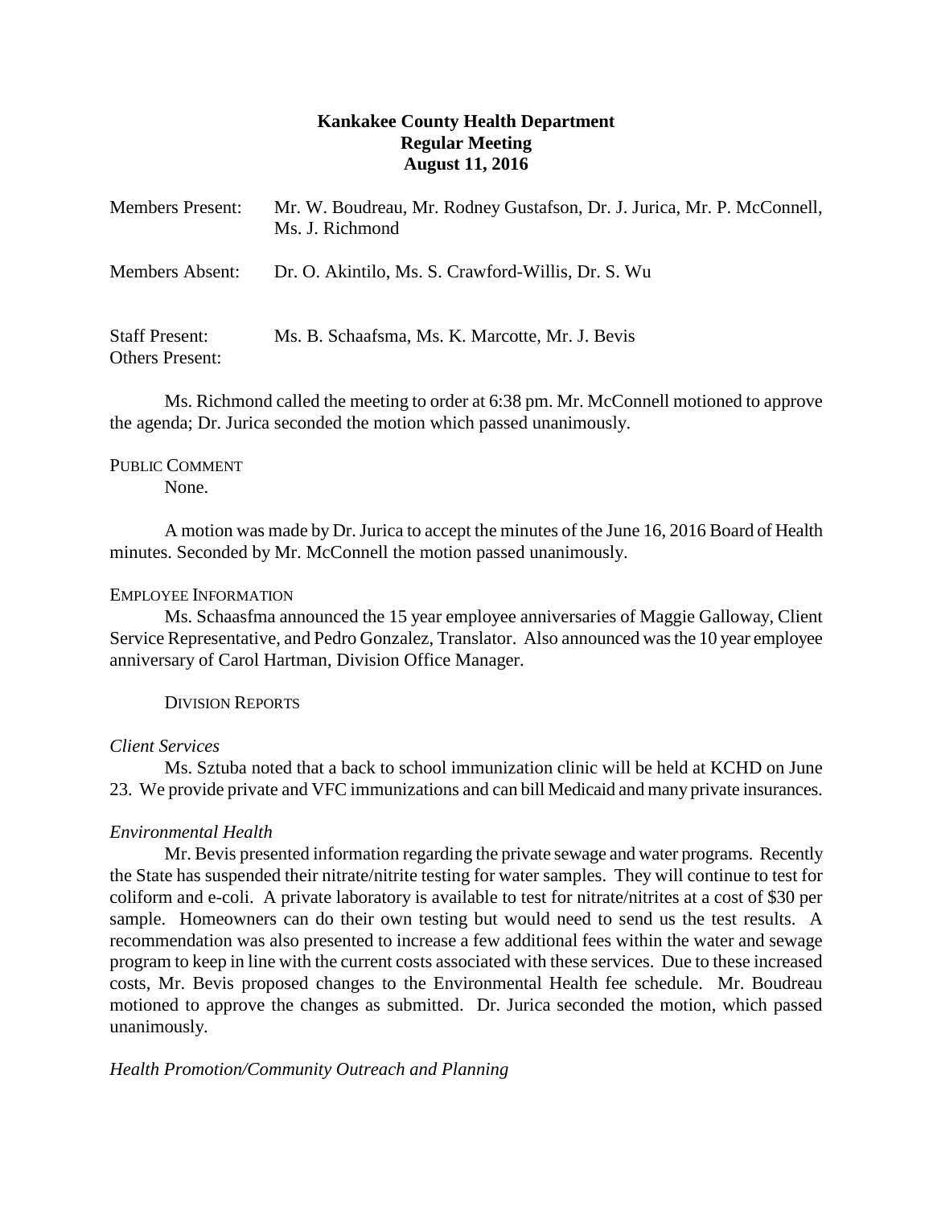# Kankakee County Health Department
## Regular Meeting
## August 11, 2016

| | |
|---|---|
| Members Present: | Mr. W. Boudreau, Mr. Rodney Gustafson, Dr. J. Jurica, Mr. P. McConnell, Ms. J. Richmond |
| Members Absent: | Dr. O. Akintilo, Ms. S. Crawford-Willis, Dr. S. Wu |
| Staff Present: | Ms. B. Schaafsma, Ms. K. Marcotte, Mr. J. Bevis |
| Others Present: | |

Ms. Richmond called the meeting to order at 6:38 pm. Mr. McConnell motioned to approve the agenda; Dr. Jurica seconded the motion which passed unanimously.

PUBLIC COMMENT

None.

A motion was made by Dr. Jurica to accept the minutes of the June 16, 2016 Board of Health minutes. Seconded by Mr. McConnell the motion passed unanimously.

EMPLOYEE INFORMATION

Ms. Schaasfma announced the 15 year employee anniversaries of Maggie Galloway, Client Service Representative, and Pedro Gonzalez, Translator. Also announced was the 10 year employee anniversary of Carol Hartman, Division Office Manager.

DIVISION REPORTS

*Client Services*

Ms. Sztuba noted that a back to school immunization clinic will be held at KCHD on June 23. We provide private and VFC immunizations and can bill Medicaid and many private insurances.

*Environmental Health*

Mr. Bevis presented information regarding the private sewage and water programs. Recently the State has suspended their nitrate/nitrite testing for water samples. They will continue to test for coliform and e-coli. A private laboratory is available to test for nitrate/nitrites at a cost of $30 per sample. Homeowners can do their own testing but would need to send us the test results. A recommendation was also presented to increase a few additional fees within the water and sewage program to keep in line with the current costs associated with these services. Due to these increased costs, Mr. Bevis proposed changes to the Environmental Health fee schedule. Mr. Boudreau motioned to approve the changes as submitted. Dr. Jurica seconded the motion, which passed unanimously.

*Health Promotion/Community Outreach and Planning*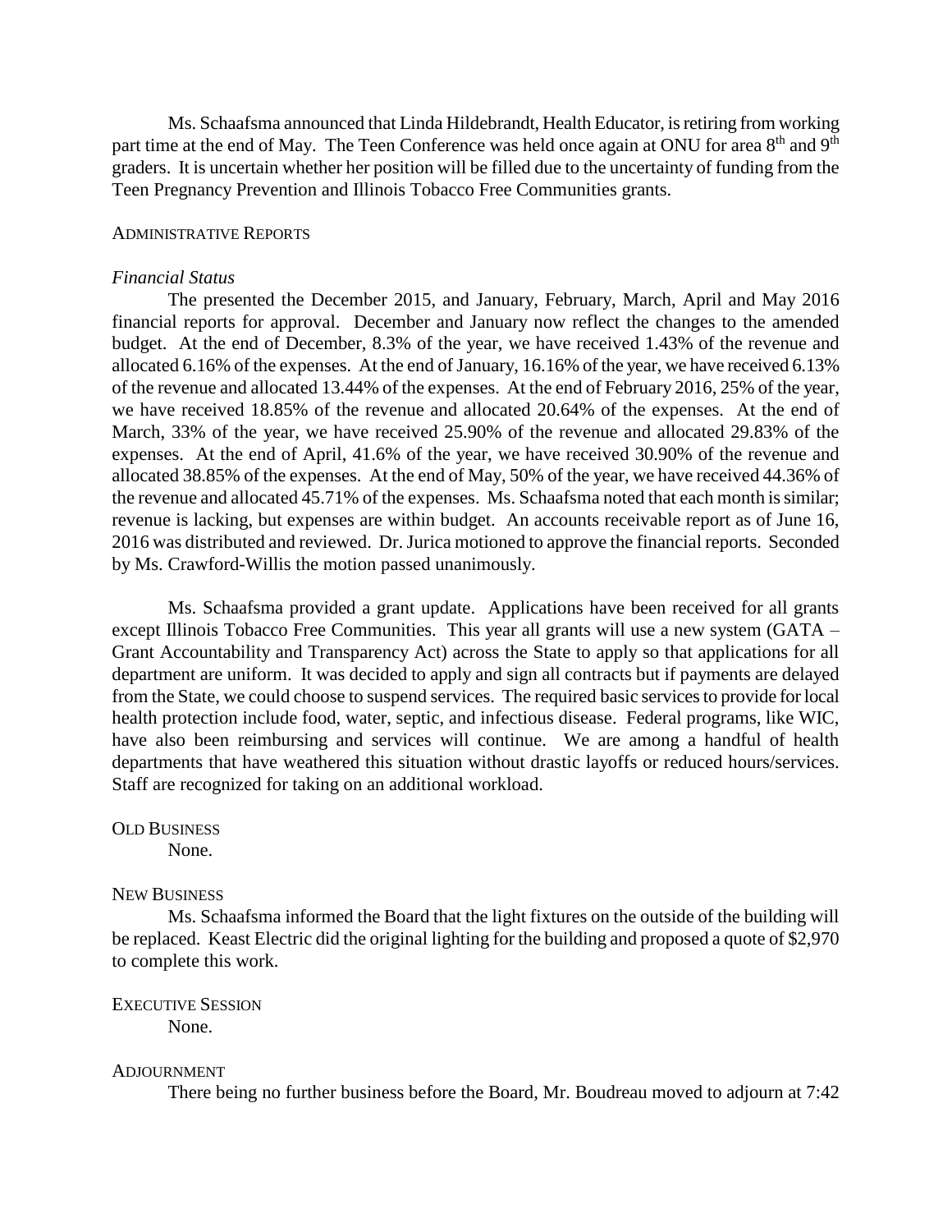Ms. Schaafsma announced that Linda Hildebrandt, Health Educator, is retiring from working part time at the end of May. The Teen Conference was held once again at ONU for area 8th and 9th graders. It is uncertain whether her position will be filled due to the uncertainty of funding from the Teen Pregnancy Prevention and Illinois Tobacco Free Communities grants.

ADMINISTRATIVE REPORTS

*Financial Status*

The presented the December 2015, and January, February, March, April and May 2016 financial reports for approval. December and January now reflect the changes to the amended budget. At the end of December, 8.3% of the year, we have received 1.43% of the revenue and allocated 6.16% of the expenses. At the end of January, 16.16% of the year, we have received 6.13% of the revenue and allocated 13.44% of the expenses. At the end of February 2016, 25% of the year, we have received 18.85% of the revenue and allocated 20.64% of the expenses. At the end of March, 33% of the year, we have received 25.90% of the revenue and allocated 29.83% of the expenses. At the end of April, 41.6% of the year, we have received 30.90% of the revenue and allocated 38.85% of the expenses. At the end of May, 50% of the year, we have received 44.36% of the revenue and allocated 45.71% of the expenses. Ms. Schaafsma noted that each month is similar; revenue is lacking, but expenses are within budget. An accounts receivable report as of June 16, 2016 was distributed and reviewed. Dr. Jurica motioned to approve the financial reports. Seconded by Ms. Crawford-Willis the motion passed unanimously.

Ms. Schaafsma provided a grant update. Applications have been received for all grants except Illinois Tobacco Free Communities. This year all grants will use a new system (GATA – Grant Accountability and Transparency Act) across the State to apply so that applications for all department are uniform. It was decided to apply and sign all contracts but if payments are delayed from the State, we could choose to suspend services. The required basic services to provide for local health protection include food, water, septic, and infectious disease. Federal programs, like WIC, have also been reimbursing and services will continue. We are among a handful of health departments that have weathered this situation without drastic layoffs or reduced hours/services. Staff are recognized for taking on an additional workload.

OLD BUSINESS

None.

NEW BUSINESS

Ms. Schaafsma informed the Board that the light fixtures on the outside of the building will be replaced. Keast Electric did the original lighting for the building and proposed a quote of $2,970 to complete this work.

EXECUTIVE SESSION

None.

ADJOURNMENT

There being no further business before the Board, Mr. Boudreau moved to adjourn at 7:42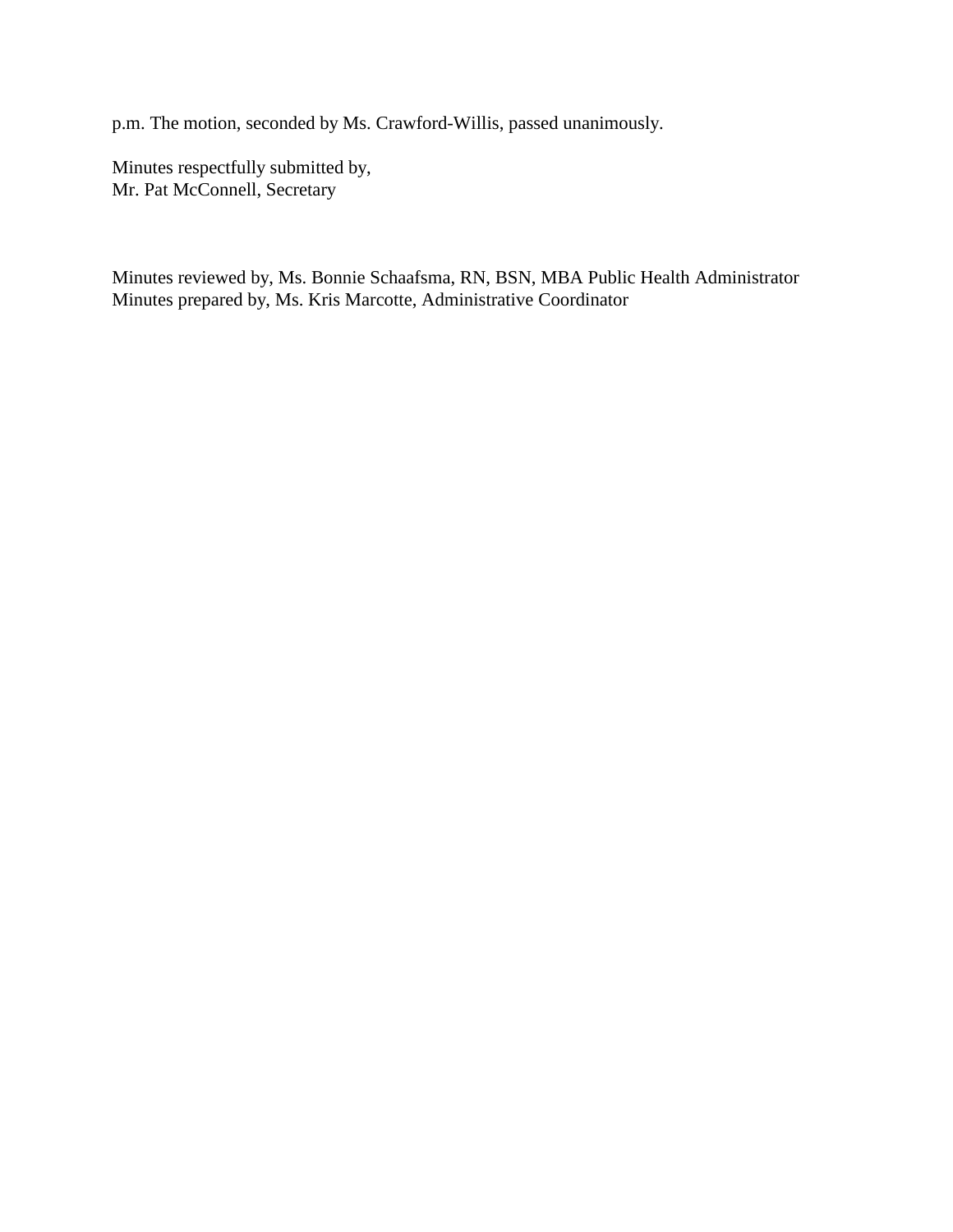p.m. The motion, seconded by Ms. Crawford-Willis, passed unanimously.

Minutes respectfully submitted by,
Mr. Pat McConnell, Secretary

Minutes reviewed by, Ms. Bonnie Schaafsma, RN, BSN, MBA Public Health Administrator
Minutes prepared by, Ms. Kris Marcotte, Administrative Coordinator